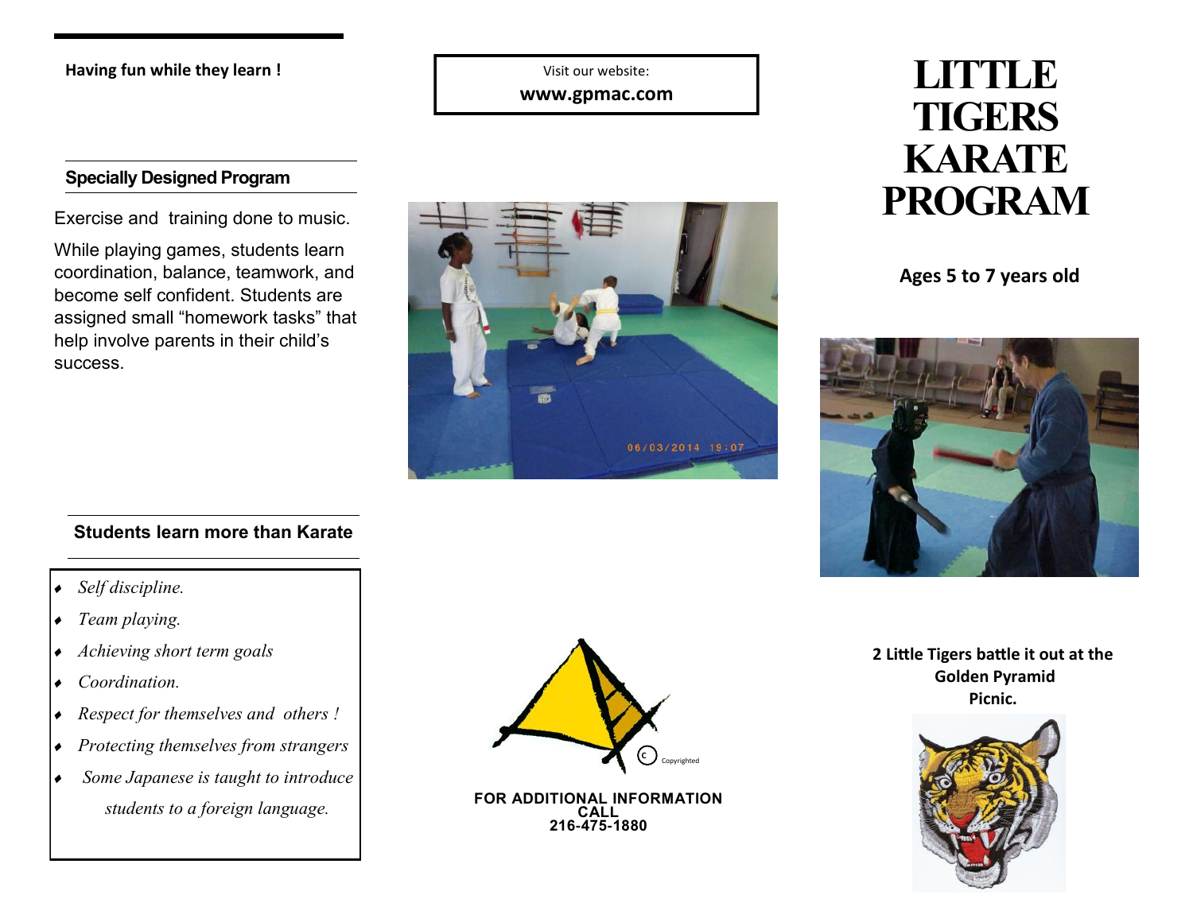# LITTLE TIGERS KARATE PROGRAM

**Ages 5 to 7 years old**

**2 Little Tigers battle it out at the Golden Pyramid Picnic.**

**Having fun while they learn !**

### Specially Designed Program

Exercise and training done to music.

While playing games, students learn coordination, balance, teamwork, and become self confident. Students are assigned small "homework tasks" that help involve parents in their child's success.

### Students learn more than Karate

- *Self discipline.*
- *Team playing.*
- *Achieving short term goals*
- *Coordination.*
- *Respect for themselves and others !*
- *Protecting themselves from strangers*
- *Some Japanese is taught to introduce students to a foreign language.*

Visit our website:
**www.gpmac.com**

c Copyrighted

**FOR ADDITIONAL INFORMATION CALL 216-475-1880**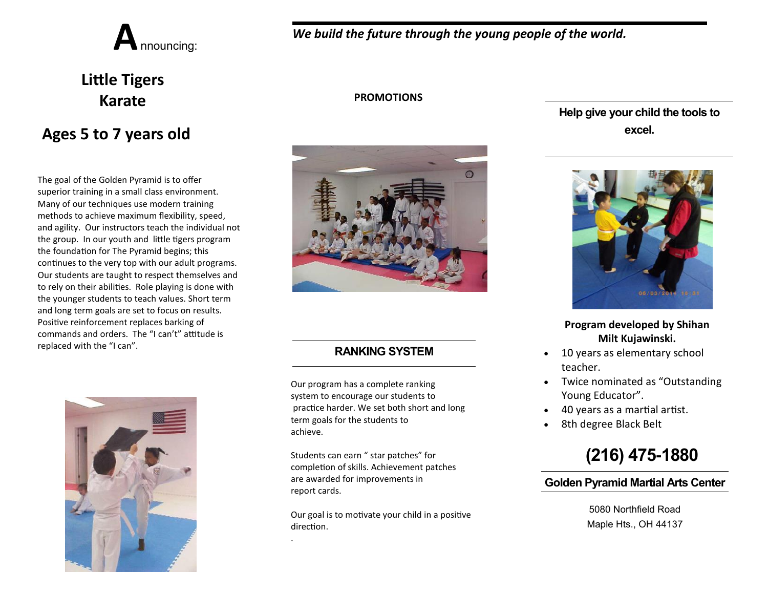**A**nnouncing:

## Little Tigers Karate

## Ages 5 to 7 years old

The goal of the Golden Pyramid is to offer superior training in a small class environment. Many of our techniques use modern training methods to achieve maximum flexibility, speed, and agility. Our instructors teach the individual not the group. In our youth and little tigers program the foundation for The Pyramid begins; this continues to the very top with our adult programs. Our students are taught to respect themselves and to rely on their abilities. Role playing is done with the younger students to teach values. Short term and long term goals are set to focus on results. Positive reinforcement replaces barking of commands and orders. The "I can't" attitude is replaced with the "I can".

***We build the future through the young people of the world.***

**PROMOTIONS**

## RANKING SYSTEM

Our program has a complete ranking system to encourage our students to practice harder. We set both short and long term goals for the students to achieve.

Students can earn " star patches" for completion of skills. Achievement patches are awarded for improvements in report cards.

Our goal is to motivate your child in a positive direction.

**Help give your child the tools to excel.**

**Program developed by Shihan Milt Kujawinski.**

- 10 years as elementary school teacher.
- Twice nominated as "Outstanding Young Educator".
- 40 years as a martial artist.
- 8th degree Black Belt

## (216) 475-1880

**Golden Pyramid Martial Arts Center**

5080 Northfield Road
Maple Hts., OH 44137